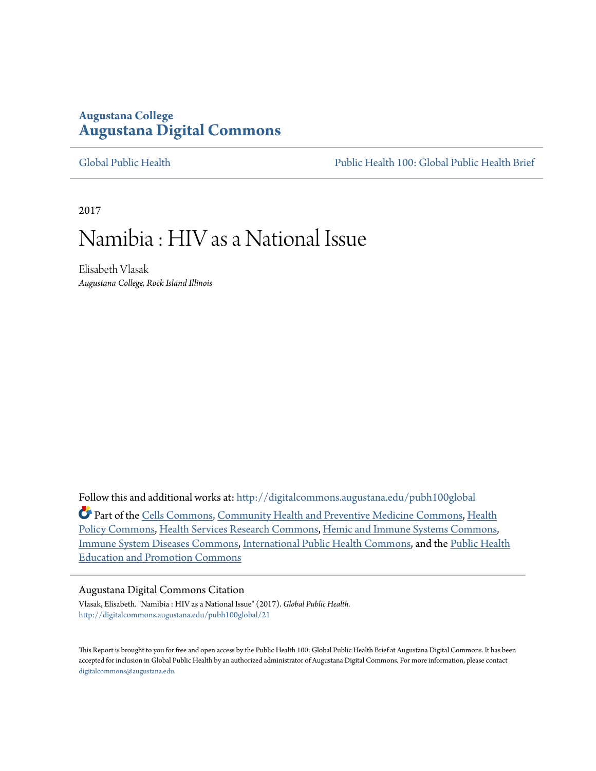Augustana College

# Augustana Digital Commons

Global Public Health | Public Health 100: Global Public Health Brief

2017

# Namibia : HIV as a National Issue

Elisabeth Vlasak
*Augustana College, Rock Island Illinois*

Follow this and additional works at: http://digitalcommons.augustana.edu/pubh100global

Part of the Cells Commons, Community Health and Preventive Medicine Commons, Health Policy Commons, Health Services Research Commons, Hemic and Immune Systems Commons, Immune System Diseases Commons, International Public Health Commons, and the Public Health Education and Promotion Commons

## Augustana Digital Commons Citation

Vlasak, Elisabeth. "Namibia : HIV as a National Issue" (2017). *Global Public Health.*
http://digitalcommons.augustana.edu/pubh100global/21

This Report is brought to you for free and open access by the Public Health 100: Global Public Health Brief at Augustana Digital Commons. It has been accepted for inclusion in Global Public Health by an authorized administrator of Augustana Digital Commons. For more information, please contact digitalcommons@augustana.edu.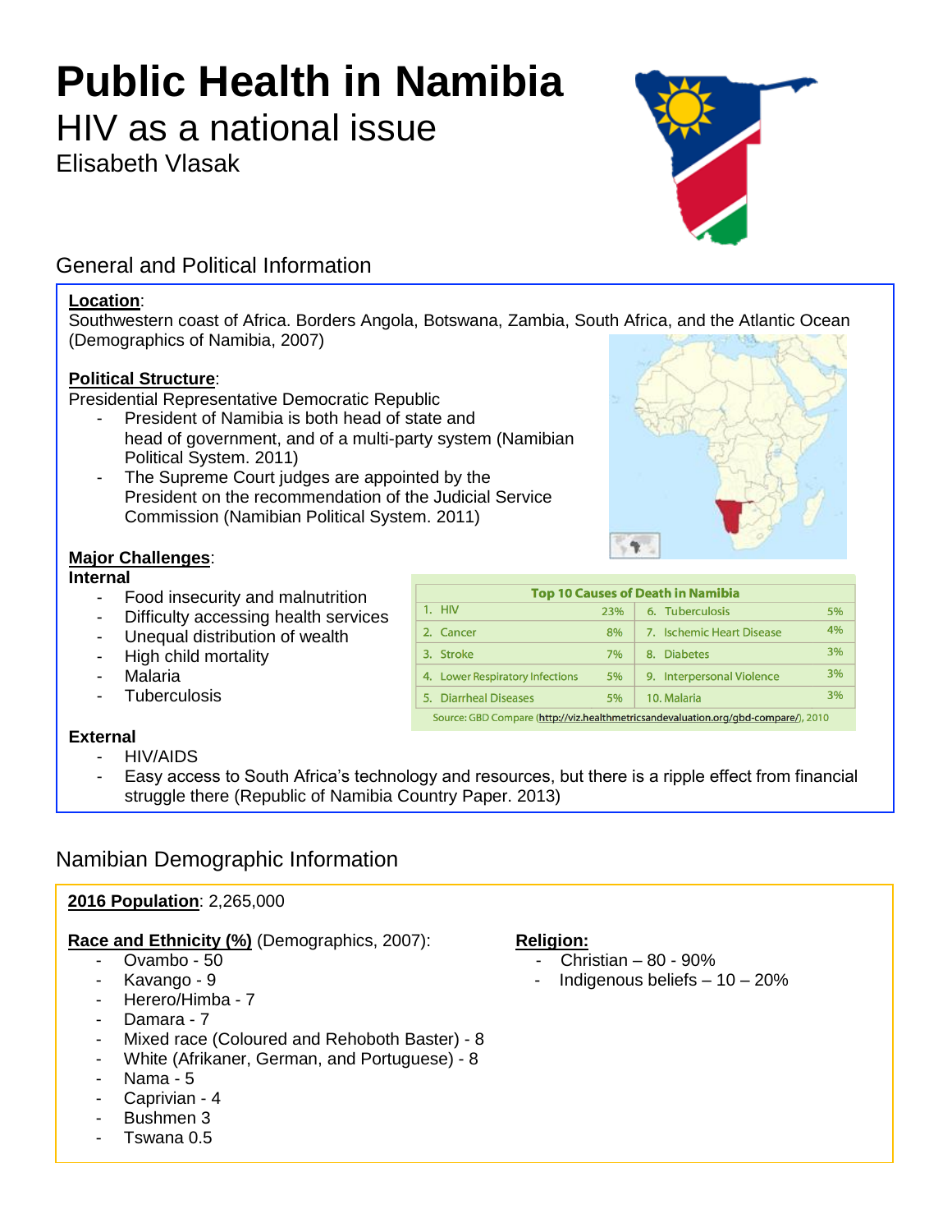# Public Health in Namibia

## HIV as a national issue

Elisabeth Vlasak

## General and Political Information

**Location**:
Southwestern coast of Africa. Borders Angola, Botswana, Zambia, South Africa, and the Atlantic Ocean (Demographics of Namibia, 2007)

**Political Structure**:
Presidential Representative Democratic Republic

- President of Namibia is both head of state and head of government, and of a multi-party system (Namibian Political System. 2011)
- The Supreme Court judges are appointed by the President on the recommendation of the Judicial Service Commission (Namibian Political System. 2011)

**Major Challenges**:

**Internal**

- Food insecurity and malnutrition
- Difficulty accessing health services
- Unequal distribution of wealth
- High child mortality
- Malaria
- Tuberculosis

| Top 10 Causes of Death in Namibia | | | |
|---|---|---|---|
| 1. HIV | 23% | 6. Tuberculosis | 5% |
| 2. Cancer | 8% | 7. Ischemic Heart Disease | 4% |
| 3. Stroke | 7% | 8. Diabetes | 3% |
| 4. Lower Respiratory Infections | 5% | 9. Interpersonal Violence | 3% |
| 5. Diarrheal Diseases | 5% | 10. Malaria | 3% |

Source: GBD Compare (http://viz.healthmetricsandevaluation.org/gbd-compare/), 2010

**External**

- HIV/AIDS
- Easy access to South Africa's technology and resources, but there is a ripple effect from financial struggle there (Republic of Namibia Country Paper. 2013)

## Namibian Demographic Information

**2016 Population**: 2,265,000

**Race and Ethnicity (%)** (Demographics, 2007):

- Ovambo - 50
- Kavango - 9
- Herero/Himba - 7
- Damara - 7
- Mixed race (Coloured and Rehoboth Baster) - 8
- White (Afrikaner, German, and Portuguese) - 8
- Nama - 5
- Caprivian - 4
- Bushmen 3
- Tswana 0.5

**Religion:**

- Christian – 80 - 90%
- Indigenous beliefs – 10 – 20%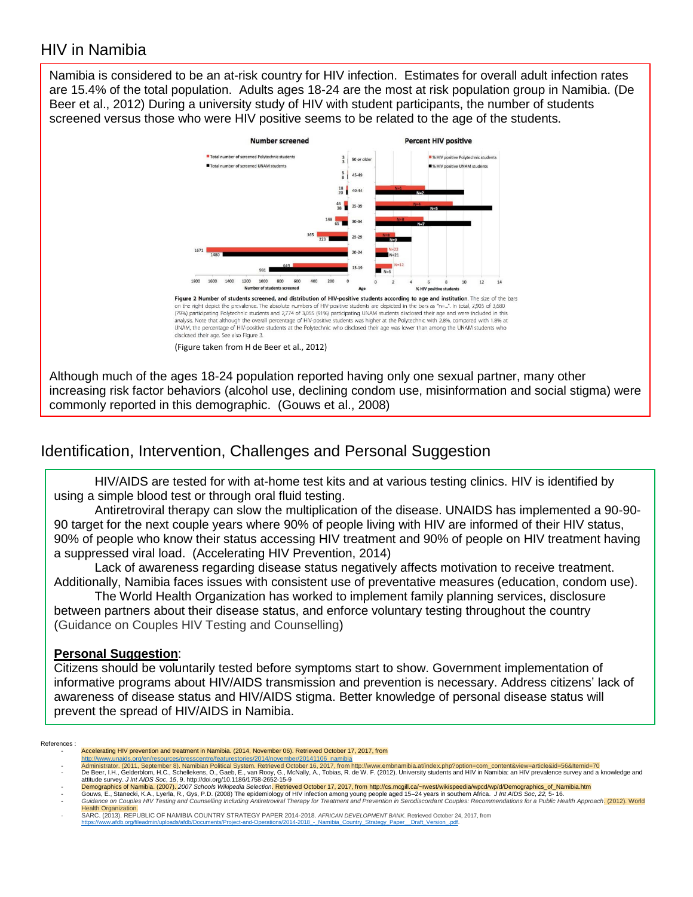## HIV in Namibia

Namibia is considered to be an at-risk country for HIV infection. Estimates for overall adult infection rates are 15.4% of the total population. Adults ages 18-24 are the most at risk population group in Namibia. (De Beer et al., 2012) During a university study of HIV with student participants, the number of students screened versus those who were HIV positive seems to be related to the age of the students.

Number screened

Percent HIV positive

Total number of screened Polytechnic students

Total number of screened UNAM students

% HIV positive Polytechnic students

% HIV positive UNAM students

50 or older
3
3

45-49
5
8

40-44
18
20
N=1
N=2

35-39
46
38
N=4
N=5

30-34
148
65
N=8
N=7

25-29
365
223
N=8
N=9

20-24
1671
1480
N=22
N=21

15-19
649
931
N=12
N=6

1800 1600 1400 1200 1000 800 600 400 200 0

Number of students screened

Age

0 2 4 6 8 10 12 14

% HIV positive students

**Figure 2 Number of students screened, and distribution of HIV-positive students according to age and institution.** The size of the bars on the right depict the prevalence. The absolute numbers of HIV-positive students are depicted in the bars as "n=...". In total, 2,905 of 3,680 (79%) participating Polytechnic students and 2,774 of 3,055 (91%) participating UNAM students disclosed their age and were included in this analysis. Note that although the overall percentage of HIV-positive students was higher at the Polytechnic with 2.8%, compared with 1.8% at UNAM, the percentage of HIV-positive students at the Polytechnic who disclosed their age was lower than among the UNAM students who disclosed their age. See also Figure 3.

(Figure taken from H de Beer et al., 2012)

Although much of the ages 18-24 population reported having only one sexual partner, many other increasing risk factor behaviors (alcohol use, declining condom use, misinformation and social stigma) were commonly reported in this demographic. (Gouws et al., 2008)

## Identification, Intervention, Challenges and Personal Suggestion

HIV/AIDS are tested for with at-home test kits and at various testing clinics. HIV is identified by using a simple blood test or through oral fluid testing.

Antiretroviral therapy can slow the multiplication of the disease. UNAIDS has implemented a 90-90-90 target for the next couple years where 90% of people living with HIV are informed of their HIV status, 90% of people who know their status accessing HIV treatment and 90% of people on HIV treatment having a suppressed viral load. (Accelerating HIV Prevention, 2014)

Lack of awareness regarding disease status negatively affects motivation to receive treatment. Additionally, Namibia faces issues with consistent use of preventative measures (education, condom use).

The World Health Organization has worked to implement family planning services, disclosure between partners about their disease status, and enforce voluntary testing throughout the country (Guidance on Couples HIV Testing and Counselling)

**Personal Suggestion**:

Citizens should be voluntarily tested before symptoms start to show. Government implementation of informative programs about HIV/AIDS transmission and prevention is necessary. Address citizens' lack of awareness of disease status and HIV/AIDS stigma. Better knowledge of personal disease status will prevent the spread of HIV/AIDS in Namibia.

References :

- Accelerating HIV prevention and treatment in Namibia. (2014, November 06). Retrieved October 17, 2017, from http://www.unaids.org/en/resources/presscentre/featurestories/2014/november/20141106_namibia
- Administrator. (2011, September 8). Namibian Political System. Retrieved October 16, 2017, from http://www.embnamibia.at/index.php?option=com_content&view=article&id=56&Itemid=70
- De Beer, I.H., Gelderblom, H.C., Schellekens, O., Gaeb, E., van Rooy, G., McNally, A., Tobias, R. de W. F. (2012). University students and HIV in Namibia: an HIV prevalence survey and a knowledge and attitude survey. *J Int AIDS Soc*, *15*, 9. http://doi.org/10.1186/1758-2652-15-9
- Demographics of Namibia. (2007). *2007 Schools Wikipedia Selection*. Retrieved October 17, 2017, from http://cs.mcgill.ca/~rwest/wikispeedia/wpcd/wp/d/Demographics_of_Namibia.htm
- Gouws, E., Stanecki, K.A., Lyerla, R., Gys, P.D. (2008) The epidemiology of HIV infection among young people aged 15–24 years in southern Africa. *J Int AIDS Soc*, *22*, 5- 16.
- *Guidance on Couples HIV Testing and Counselling Including Antiretroviral Therapy for Treatment and Prevention in Serodiscordant Couples: Recommendations for a Public Health Approach*. (2012). World Health Organization.
- SARC. (2013). REPUBLIC OF NAMIBIA COUNTRY STRATEGY PAPER 2014-2018. *AFRICAN DEVELOPMENT BANK*. Retrieved October 24, 2017, from https://www.afdb.org/fileadmin/uploads/afdb/Documents/Project-and-Operations/2014-2018_-_Namibia_Country_Strategy_Paper__Draft_Version_.pdf.